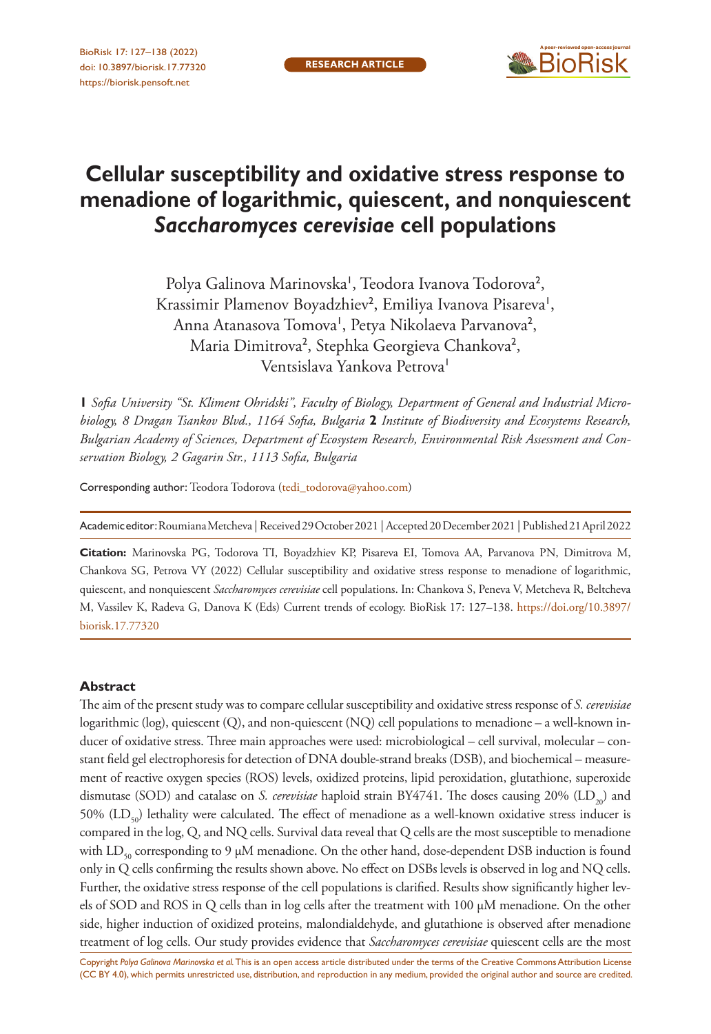RESEARCH ARTICLE

# Cellular susceptibility and oxidative stress response to menadione of logarithmic, quiescent, and nonquiescent *Saccharomyces cerevisiae* cell populations

Polya Galinova Marinovska[1], Teodora Ivanova Todorova[2], Krassimir Plamenov Boyadzhiev[2], Emiliya Ivanova Pisareva[1], Anna Atanasova Tomova[1], Petya Nikolaeva Parvanova[2], Maria Dimitrova[2], Stephka Georgieva Chankova[2], Ventsislava Yankova Petrova[1]

**1** *Sofia University "St. Kliment Ohridski", Faculty of Biology, Department of General and Industrial Microbiology, 8 Dragan Tsankov Blvd., 1164 Sofia, Bulgaria* **2** *Institute of Biodiversity and Ecosystems Research, Bulgarian Academy of Sciences, Department of Ecosystem Research, Environmental Risk Assessment and Conservation Biology, 2 Gagarin Str., 1113 Sofia, Bulgaria*

Corresponding author: Teodora Todorova (tedi_todorova@yahoo.com)

Academic editor: Roumiana Metcheva | Received 29 October 2021 | Accepted 20 December 2021 | Published 21 April 2022

**Citation:** Marinovska PG, Todorova TI, Boyadzhiev KP, Pisareva EI, Tomova AA, Parvanova PN, Dimitrova M, Chankova SG, Petrova VY (2022) Cellular susceptibility and oxidative stress response to menadione of logarithmic, quiescent, and nonquiescent *Saccharomyces cerevisiae* cell populations. In: Chankova S, Peneva V, Metcheva R, Beltcheva M, Vassilev K, Radeva G, Danova K (Eds) Current trends of ecology. BioRisk 17: 127–138. https://doi.org/10.3897/biorisk.17.77320

## Abstract

The aim of the present study was to compare cellular susceptibility and oxidative stress response of *S. cerevisiae* logarithmic (log), quiescent (Q), and non-quiescent (NQ) cell populations to menadione – a well-known inducer of oxidative stress. Three main approaches were used: microbiological – cell survival, molecular – constant field gel electrophoresis for detection of DNA double-strand breaks (DSB), and biochemical – measurement of reactive oxygen species (ROS) levels, oxidized proteins, lipid peroxidation, glutathione, superoxide dismutase (SOD) and catalase on *S. cerevisiae* haploid strain BY4741. The doses causing 20% ($LD_{20}$) and 50% ($LD_{50}$) lethality were calculated. The effect of menadione as a well-known oxidative stress inducer is compared in the log, Q, and NQ cells. Survival data reveal that Q cells are the most susceptible to menadione with $LD_{50}$ corresponding to 9 µM menadione. On the other hand, dose-dependent DSB induction is found only in Q cells confirming the results shown above. No effect on DSBs levels is observed in log and NQ cells. Further, the oxidative stress response of the cell populations is clarified. Results show significantly higher levels of SOD and ROS in Q cells than in log cells after the treatment with 100 µM menadione. On the other side, higher induction of oxidized proteins, malondialdehyde, and glutathione is observed after menadione treatment of log cells. Our study provides evidence that *Saccharomyces cerevisiae* quiescent cells are the most

Copyright *Polya Galinova Marinovska et al.* This is an open access article distributed under the terms of the Creative Commons Attribution License (CC BY 4.0), which permits unrestricted use, distribution, and reproduction in any medium, provided the original author and source are credited.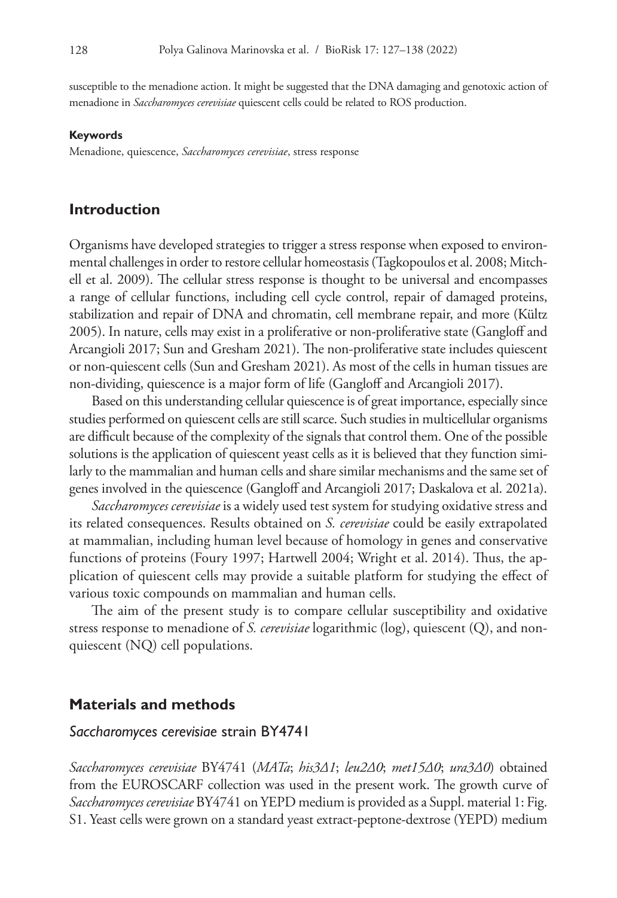susceptible to the menadione action. It might be suggested that the DNA damaging and genotoxic action of menadione in *Saccharomyces cerevisiae* quiescent cells could be related to ROS production.

#### Keywords

Menadione, quiescence, *Saccharomyces cerevisiae*, stress response

## Introduction

Organisms have developed strategies to trigger a stress response when exposed to environmental challenges in order to restore cellular homeostasis (Tagkopoulos et al. 2008; Mitchell et al. 2009). The cellular stress response is thought to be universal and encompasses a range of cellular functions, including cell cycle control, repair of damaged proteins, stabilization and repair of DNA and chromatin, cell membrane repair, and more (Kültz 2005). In nature, cells may exist in a proliferative or non-proliferative state (Gangloff and Arcangioli 2017; Sun and Gresham 2021). The non-proliferative state includes quiescent or non-quiescent cells (Sun and Gresham 2021). As most of the cells in human tissues are non-dividing, quiescence is a major form of life (Gangloff and Arcangioli 2017).

Based on this understanding cellular quiescence is of great importance, especially since studies performed on quiescent cells are still scarce. Such studies in multicellular organisms are difficult because of the complexity of the signals that control them. One of the possible solutions is the application of quiescent yeast cells as it is believed that they function similarly to the mammalian and human cells and share similar mechanisms and the same set of genes involved in the quiescence (Gangloff and Arcangioli 2017; Daskalova et al. 2021a).

*Saccharomyces cerevisiae* is a widely used test system for studying oxidative stress and its related consequences. Results obtained on *S. cerevisiae* could be easily extrapolated at mammalian, including human level because of homology in genes and conservative functions of proteins (Foury 1997; Hartwell 2004; Wright et al. 2014). Thus, the application of quiescent cells may provide a suitable platform for studying the effect of various toxic compounds on mammalian and human cells.

The aim of the present study is to compare cellular susceptibility and oxidative stress response to menadione of *S. cerevisiae* logarithmic (log), quiescent (Q), and non-quiescent (NQ) cell populations.

## Materials and methods

### *Saccharomyces cerevisiae* strain BY4741

*Saccharomyces cerevisiae* BY4741 (*MATa*; *his3Δ1*; *leu2Δ0*; *met15Δ0*; *ura3Δ0*) obtained from the EUROSCARF collection was used in the present work. The growth curve of *Saccharomyces cerevisiae* BY4741 on YEPD medium is provided as a Suppl. material 1: Fig. S1. Yeast cells were grown on a standard yeast extract-peptone-dextrose (YEPD) medium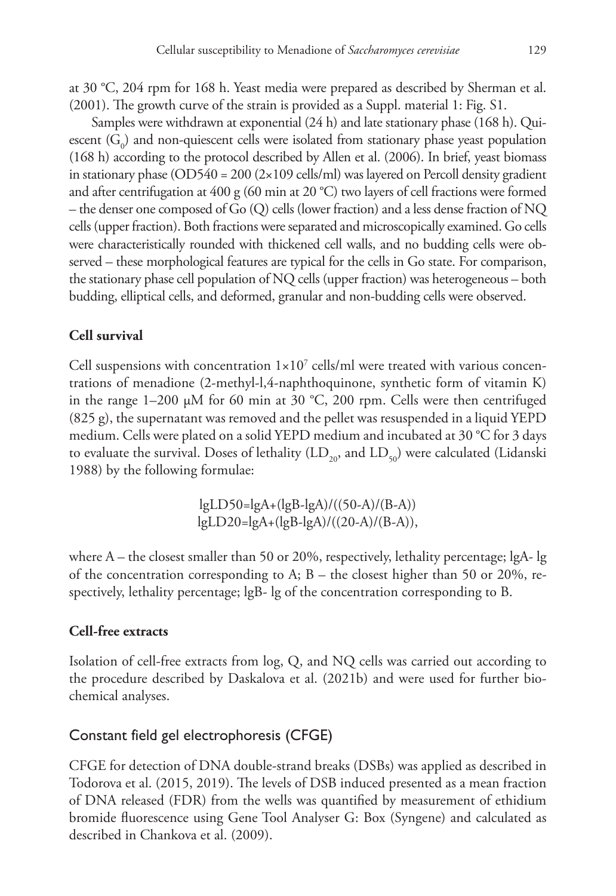at 30 °C, 204 rpm for 168 h. Yeast media were prepared as described by Sherman et al. (2001). The growth curve of the strain is provided as a Suppl. material 1: Fig. S1.

Samples were withdrawn at exponential (24 h) and late stationary phase (168 h). Quiescent ($G_0$) and non-quiescent cells were isolated from stationary phase yeast population (168 h) according to the protocol described by Allen et al. (2006). In brief, yeast biomass in stationary phase (OD540 = 200 (2×109 cells/ml) was layered on Percoll density gradient and after centrifugation at 400 g (60 min at 20 °C) two layers of cell fractions were formed – the denser one composed of Go (Q) cells (lower fraction) and a less dense fraction of NQ cells (upper fraction). Both fractions were separated and microscopically examined. Go cells were characteristically rounded with thickened cell walls, and no budding cells were observed – these morphological features are typical for the cells in Go state. For comparison, the stationary phase cell population of NQ cells (upper fraction) was heterogeneous – both budding, elliptical cells, and deformed, granular and non-budding cells were observed.

### Cell survival

Cell suspensions with concentration $1\times10^7$ cells/ml were treated with various concentrations of menadione (2-methyl-l,4-naphthoquinone, synthetic form of vitamin K) in the range 1–200 μM for 60 min at 30 °C, 200 rpm. Cells were then centrifuged (825 g), the supernatant was removed and the pellet was resuspended in a liquid YEPD medium. Cells were plated on a solid YEPD medium and incubated at 30 °C for 3 days to evaluate the survival. Doses of lethality ($LD_{20}$, and $LD_{50}$) were calculated (Lidanski 1988) by the following formulae:

$$lgLD50=lgA+(lgB-lgA)/((50-A)/(B-A))$$
$$lgLD20=lgA+(lgB-lgA)/((20-A)/(B-A)),$$

where A – the closest smaller than 50 or 20%, respectively, lethality percentage; lgA- lg of the concentration corresponding to A; B – the closest higher than 50 or 20%, respectively, lethality percentage; lgB- lg of the concentration corresponding to B.

### Cell-free extracts

Isolation of cell-free extracts from log, Q, and NQ cells was carried out according to the procedure described by Daskalova et al. (2021b) and were used for further biochemical analyses.

## Constant field gel electrophoresis (CFGE)

CFGE for detection of DNA double-strand breaks (DSBs) was applied as described in Todorova et al. (2015, 2019). The levels of DSB induced presented as a mean fraction of DNA released (FDR) from the wells was quantified by measurement of ethidium bromide fluorescence using Gene Tool Analyser G: Box (Syngene) and calculated as described in Chankova et al. (2009).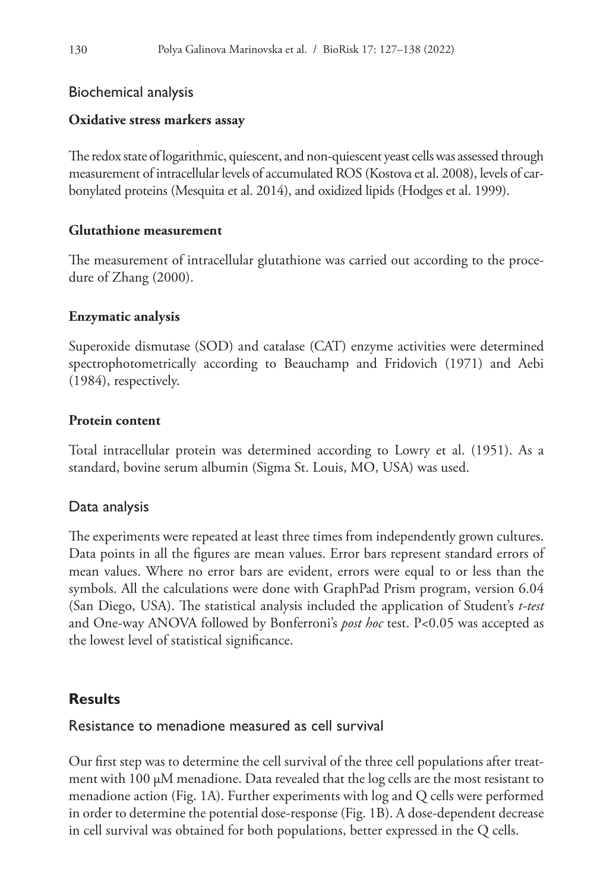## Biochemical analysis

### Oxidative stress markers assay

The redox state of logarithmic, quiescent, and non-quiescent yeast cells was assessed through measurement of intracellular levels of accumulated ROS (Kostova et al. 2008), levels of carbonylated proteins (Mesquita et al. 2014), and oxidized lipids (Hodges et al. 1999).

### Glutathione measurement

The measurement of intracellular glutathione was carried out according to the procedure of Zhang (2000).

### Enzymatic analysis

Superoxide dismutase (SOD) and catalase (CAT) enzyme activities were determined spectrophotometrically according to Beauchamp and Fridovich (1971) and Aebi (1984), respectively.

### Protein content

Total intracellular protein was determined according to Lowry et al. (1951). As a standard, bovine serum albumin (Sigma St. Louis, MO, USA) was used.

## Data analysis

The experiments were repeated at least three times from independently grown cultures. Data points in all the figures are mean values. Error bars represent standard errors of mean values. Where no error bars are evident, errors were equal to or less than the symbols. All the calculations were done with GraphPad Prism program, version 6.04 (San Diego, USA). The statistical analysis included the application of Student's *t-test* and One-way ANOVA followed by Bonferroni's *post hoc* test. $P<0.05$ was accepted as the lowest level of statistical significance.

# Results

## Resistance to menadione measured as cell survival

Our first step was to determine the cell survival of the three cell populations after treatment with 100 μM menadione. Data revealed that the log cells are the most resistant to menadione action (Fig. 1A). Further experiments with log and Q cells were performed in order to determine the potential dose-response (Fig. 1B). A dose-dependent decrease in cell survival was obtained for both populations, better expressed in the Q cells.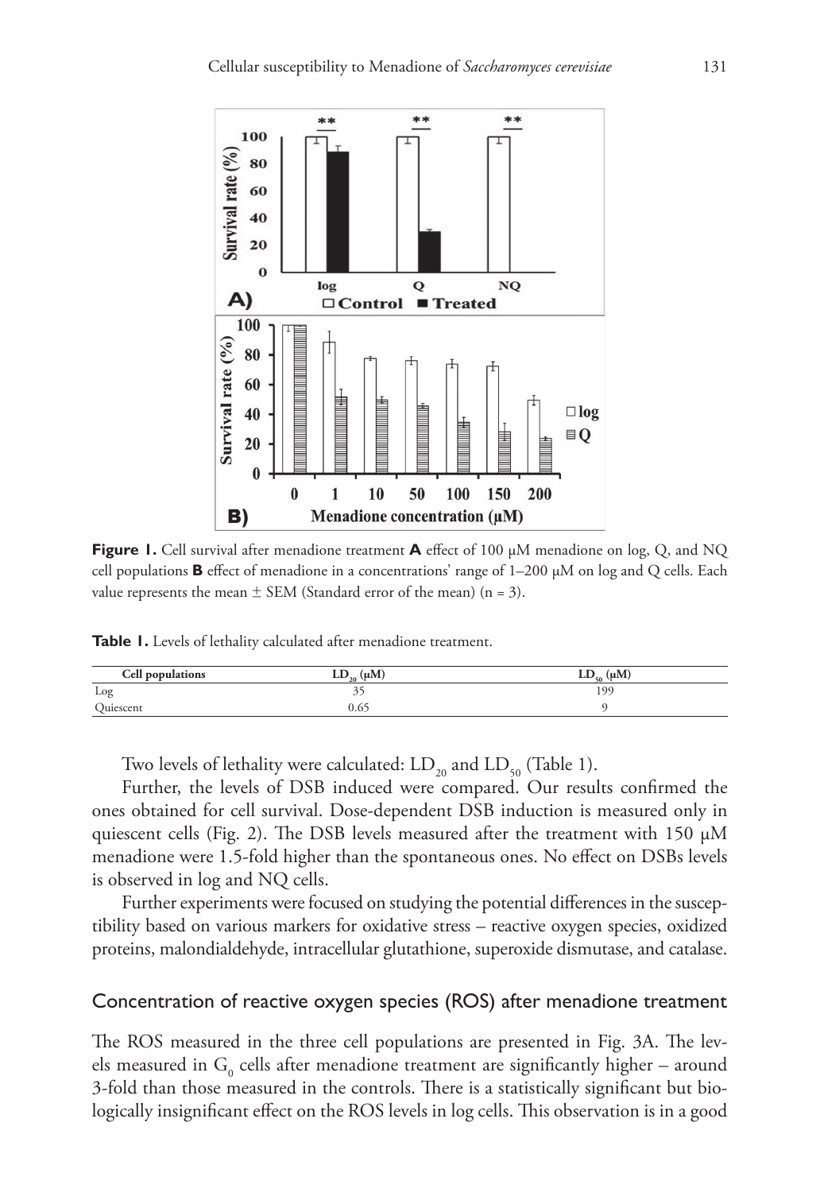**Figure 1.** Cell survival after menadione treatment **A** effect of 100 μM menadione on log, Q, and NQ cell populations **B** effect of menadione in a concentrations' range of 1–200 μM on log and Q cells. Each value represents the mean ± SEM (Standard error of the mean) (n = 3).

**Table 1.** Levels of lethality calculated after menadione treatment.

| Cell populations | $LD_{20}$ (μM) | $LD_{50}$ (μM) |
|---|---|---|
| Log | 35 | 199 |
| Quiescent | 0.65 | 9 |

Two levels of lethality were calculated: $LD_{20}$ and $LD_{50}$ (Table 1).

Further, the levels of DSB induced were compared. Our results confirmed the ones obtained for cell survival. Dose-dependent DSB induction is measured only in quiescent cells (Fig. 2). The DSB levels measured after the treatment with 150 μM menadione were 1.5-fold higher than the spontaneous ones. No effect on DSBs levels is observed in log and NQ cells.

Further experiments were focused on studying the potential differences in the susceptibility based on various markers for oxidative stress – reactive oxygen species, oxidized proteins, malondialdehyde, intracellular glutathione, superoxide dismutase, and catalase.

## Concentration of reactive oxygen species (ROS) after menadione treatment

The ROS measured in the three cell populations are presented in Fig. 3A. The levels measured in $G_0$ cells after menadione treatment are significantly higher – around 3-fold than those measured in the controls. There is a statistically significant but biologically insignificant effect on the ROS levels in log cells. This observation is in a good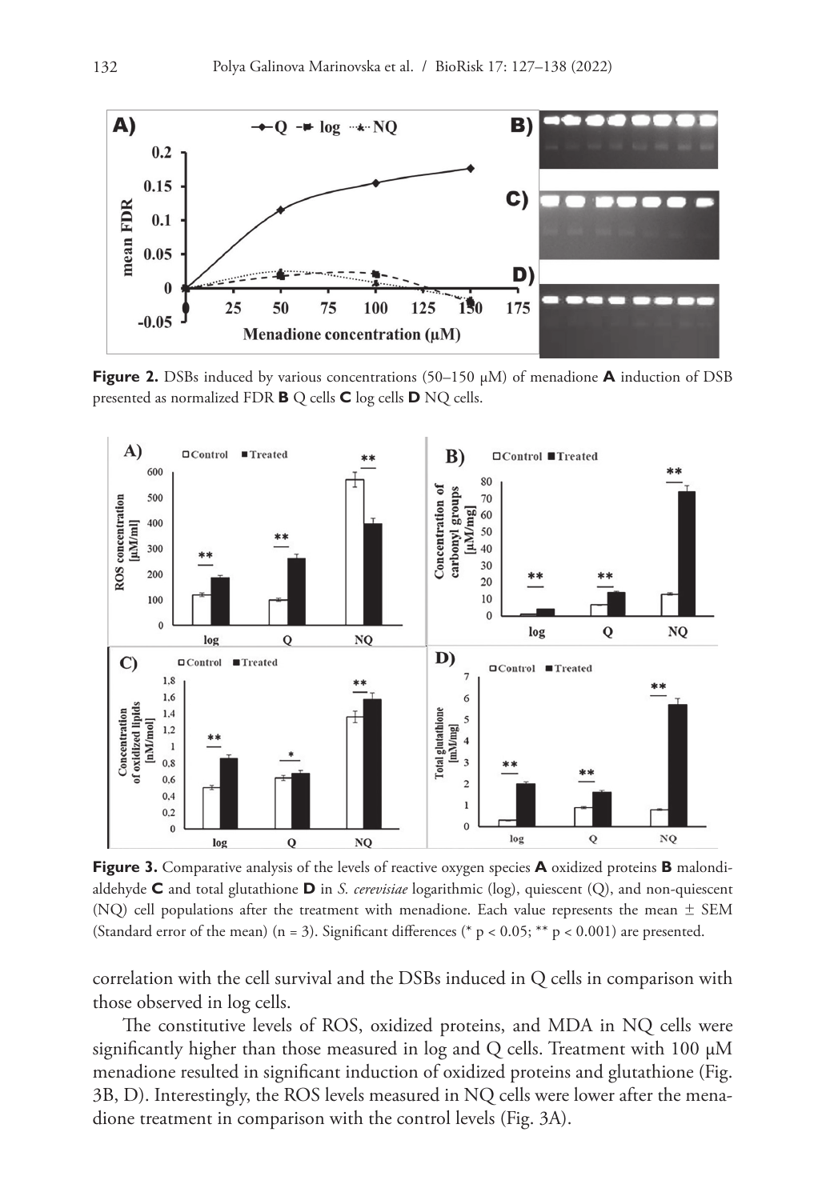**Figure 2.** DSBs induced by various concentrations (50–150 μM) of menadione **A** induction of DSB presented as normalized FDR **B** Q cells **C** log cells **D** NQ cells.

**Figure 3.** Comparative analysis of the levels of reactive oxygen species **A** oxidized proteins **B** malondialdehyde **C** and total glutathione **D** in *S. cerevisiae* logarithmic (log), quiescent (Q), and non-quiescent (NQ) cell populations after the treatment with menadione. Each value represents the mean ± SEM (Standard error of the mean) (n = 3). Significant differences (* $p < 0.05$; ** $p < 0.001$) are presented.

correlation with the cell survival and the DSBs induced in Q cells in comparison with those observed in log cells.

The constitutive levels of ROS, oxidized proteins, and MDA in NQ cells were significantly higher than those measured in log and Q cells. Treatment with 100 μM menadione resulted in significant induction of oxidized proteins and glutathione (Fig. 3B, D). Interestingly, the ROS levels measured in NQ cells were lower after the menadione treatment in comparison with the control levels (Fig. 3A).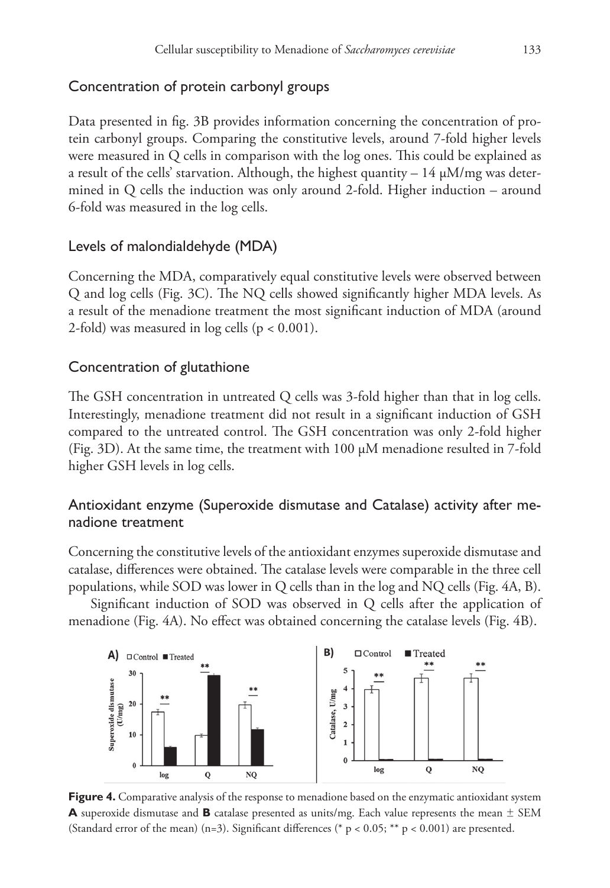## Concentration of protein carbonyl groups

Data presented in fig. 3B provides information concerning the concentration of protein carbonyl groups. Comparing the constitutive levels, around 7-fold higher levels were measured in Q cells in comparison with the log ones. This could be explained as a result of the cells' starvation. Although, the highest quantity – 14 μM/mg was determined in Q cells the induction was only around 2-fold. Higher induction – around 6-fold was measured in the log cells.

## Levels of malondialdehyde (MDA)

Concerning the MDA, comparatively equal constitutive levels were observed between Q and log cells (Fig. 3C). The NQ cells showed significantly higher MDA levels. As a result of the menadione treatment the most significant induction of MDA (around 2-fold) was measured in log cells ($p < 0.001$).

## Concentration of glutathione

The GSH concentration in untreated Q cells was 3-fold higher than that in log cells. Interestingly, menadione treatment did not result in a significant induction of GSH compared to the untreated control. The GSH concentration was only 2-fold higher (Fig. 3D). At the same time, the treatment with 100 μM menadione resulted in 7-fold higher GSH levels in log cells.

## Antioxidant enzyme (Superoxide dismutase and Catalase) activity after menadione treatment

Concerning the constitutive levels of the antioxidant enzymes superoxide dismutase and catalase, differences were obtained. The catalase levels were comparable in the three cell populations, while SOD was lower in Q cells than in the log and NQ cells (Fig. 4A, B).

Significant induction of SOD was observed in Q cells after the application of menadione (Fig. 4A). No effect was obtained concerning the catalase levels (Fig. 4B).

**Figure 4.** Comparative analysis of the response to menadione based on the enzymatic antioxidant system **A** superoxide dismutase and **B** catalase presented as units/mg. Each value represents the mean ± SEM (Standard error of the mean) (n=3). Significant differences (* $p < 0.05$; ** $p < 0.001$) are presented.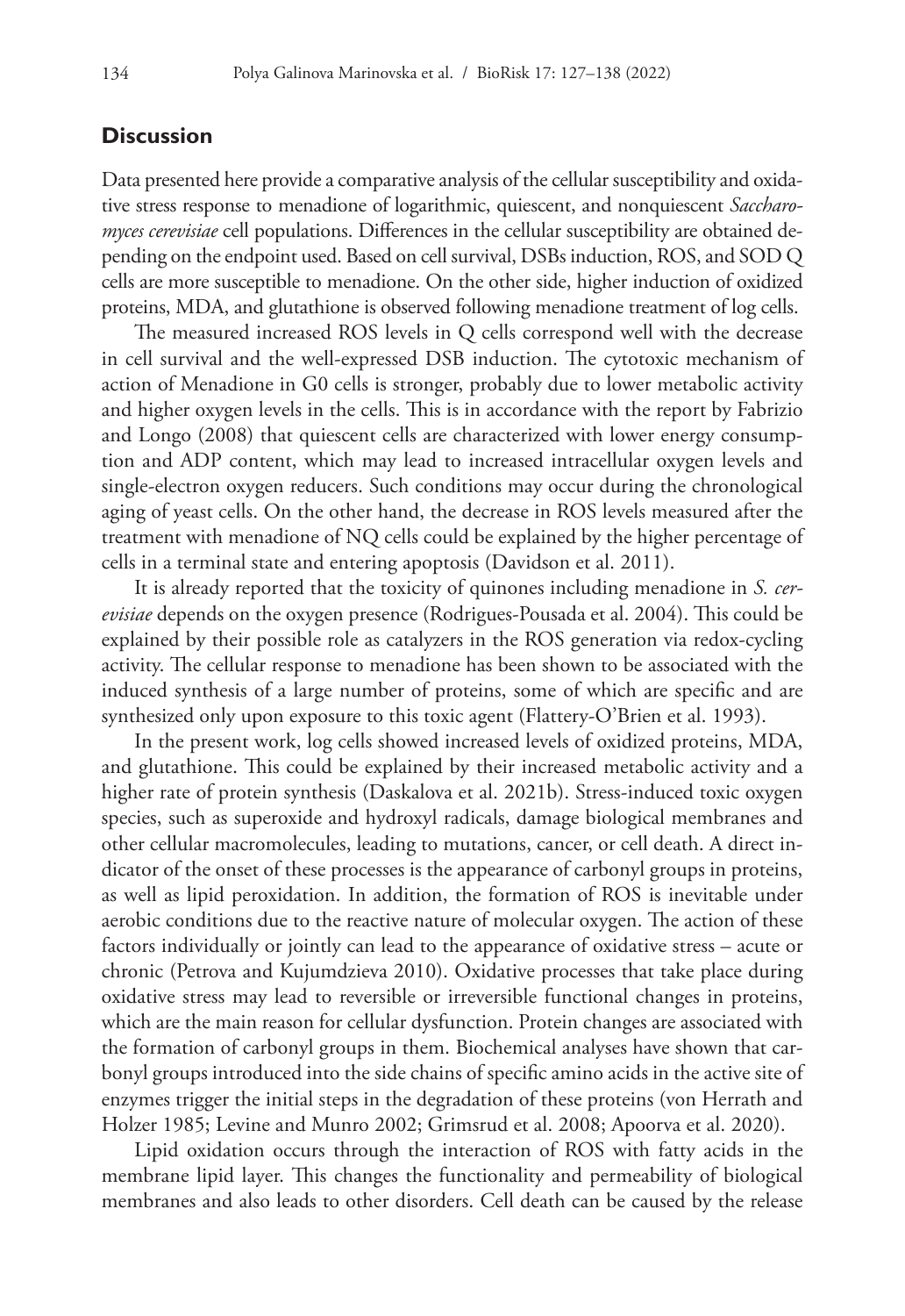## Discussion

Data presented here provide a comparative analysis of the cellular susceptibility and oxidative stress response to menadione of logarithmic, quiescent, and nonquiescent *Saccharomyces cerevisiae* cell populations. Differences in the cellular susceptibility are obtained depending on the endpoint used. Based on cell survival, DSBs induction, ROS, and SOD Q cells are more susceptible to menadione. On the other side, higher induction of oxidized proteins, MDA, and glutathione is observed following menadione treatment of log cells.

The measured increased ROS levels in Q cells correspond well with the decrease in cell survival and the well-expressed DSB induction. The cytotoxic mechanism of action of Menadione in G0 cells is stronger, probably due to lower metabolic activity and higher oxygen levels in the cells. This is in accordance with the report by Fabrizio and Longo (2008) that quiescent cells are characterized with lower energy consumption and ADP content, which may lead to increased intracellular oxygen levels and single-electron oxygen reducers. Such conditions may occur during the chronological aging of yeast cells. On the other hand, the decrease in ROS levels measured after the treatment with menadione of NQ cells could be explained by the higher percentage of cells in a terminal state and entering apoptosis (Davidson et al. 2011).

It is already reported that the toxicity of quinones including menadione in *S. cerevisiae* depends on the oxygen presence (Rodrigues-Pousada et al. 2004). This could be explained by their possible role as catalyzers in the ROS generation via redox-cycling activity. The cellular response to menadione has been shown to be associated with the induced synthesis of a large number of proteins, some of which are specific and are synthesized only upon exposure to this toxic agent (Flattery-O'Brien et al. 1993).

In the present work, log cells showed increased levels of oxidized proteins, MDA, and glutathione. This could be explained by their increased metabolic activity and a higher rate of protein synthesis (Daskalova et al. 2021b). Stress-induced toxic oxygen species, such as superoxide and hydroxyl radicals, damage biological membranes and other cellular macromolecules, leading to mutations, cancer, or cell death. A direct indicator of the onset of these processes is the appearance of carbonyl groups in proteins, as well as lipid peroxidation. In addition, the formation of ROS is inevitable under aerobic conditions due to the reactive nature of molecular oxygen. The action of these factors individually or jointly can lead to the appearance of oxidative stress – acute or chronic (Petrova and Kujumdzieva 2010). Oxidative processes that take place during oxidative stress may lead to reversible or irreversible functional changes in proteins, which are the main reason for cellular dysfunction. Protein changes are associated with the formation of carbonyl groups in them. Biochemical analyses have shown that carbonyl groups introduced into the side chains of specific amino acids in the active site of enzymes trigger the initial steps in the degradation of these proteins (von Herrath and Holzer 1985; Levine and Munro 2002; Grimsrud et al. 2008; Apoorva et al. 2020).

Lipid oxidation occurs through the interaction of ROS with fatty acids in the membrane lipid layer. This changes the functionality and permeability of biological membranes and also leads to other disorders. Cell death can be caused by the release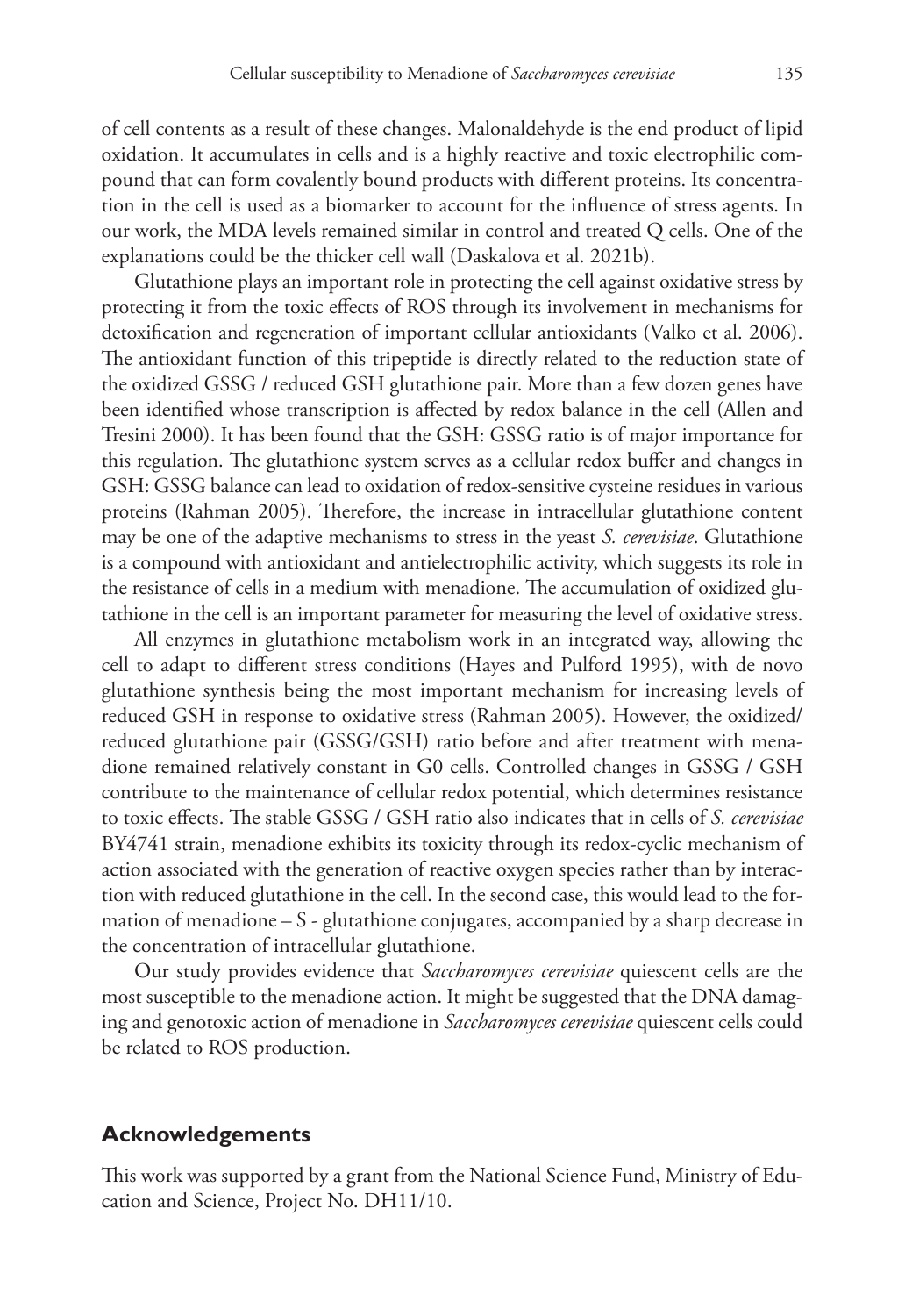of cell contents as a result of these changes. Malonaldehyde is the end product of lipid oxidation. It accumulates in cells and is a highly reactive and toxic electrophilic compound that can form covalently bound products with different proteins. Its concentration in the cell is used as a biomarker to account for the influence of stress agents. In our work, the MDA levels remained similar in control and treated Q cells. One of the explanations could be the thicker cell wall (Daskalova et al. 2021b).

Glutathione plays an important role in protecting the cell against oxidative stress by protecting it from the toxic effects of ROS through its involvement in mechanisms for detoxification and regeneration of important cellular antioxidants (Valko et al. 2006). The antioxidant function of this tripeptide is directly related to the reduction state of the oxidized GSSG / reduced GSH glutathione pair. More than a few dozen genes have been identified whose transcription is affected by redox balance in the cell (Allen and Tresini 2000). It has been found that the GSH: GSSG ratio is of major importance for this regulation. The glutathione system serves as a cellular redox buffer and changes in GSH: GSSG balance can lead to oxidation of redox-sensitive cysteine residues in various proteins (Rahman 2005). Therefore, the increase in intracellular glutathione content may be one of the adaptive mechanisms to stress in the yeast *S. cerevisiae*. Glutathione is a compound with antioxidant and antielectrophilic activity, which suggests its role in the resistance of cells in a medium with menadione. The accumulation of oxidized glutathione in the cell is an important parameter for measuring the level of oxidative stress.

All enzymes in glutathione metabolism work in an integrated way, allowing the cell to adapt to different stress conditions (Hayes and Pulford 1995), with de novo glutathione synthesis being the most important mechanism for increasing levels of reduced GSH in response to oxidative stress (Rahman 2005). However, the oxidized/reduced glutathione pair (GSSG/GSH) ratio before and after treatment with menadione remained relatively constant in G0 cells. Controlled changes in GSSG / GSH contribute to the maintenance of cellular redox potential, which determines resistance to toxic effects. The stable GSSG / GSH ratio also indicates that in cells of *S. cerevisiae* BY4741 strain, menadione exhibits its toxicity through its redox-cyclic mechanism of action associated with the generation of reactive oxygen species rather than by interaction with reduced glutathione in the cell. In the second case, this would lead to the formation of menadione – S - glutathione conjugates, accompanied by a sharp decrease in the concentration of intracellular glutathione.

Our study provides evidence that *Saccharomyces cerevisiae* quiescent cells are the most susceptible to the menadione action. It might be suggested that the DNA damaging and genotoxic action of menadione in *Saccharomyces cerevisiae* quiescent cells could be related to ROS production.

## Acknowledgements

This work was supported by a grant from the National Science Fund, Ministry of Education and Science, Project No. DH11/10.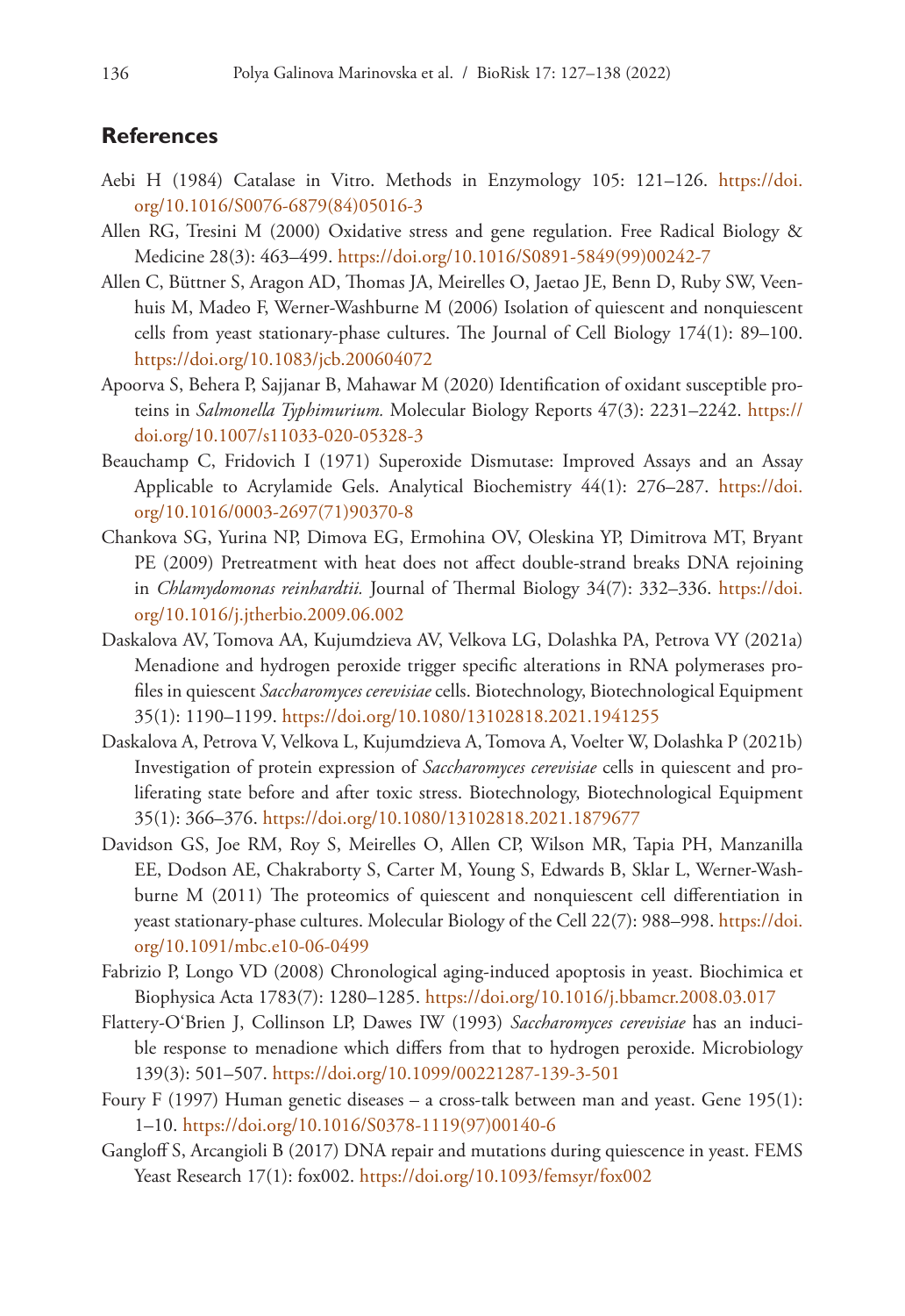## References

Aebi H (1984) Catalase in Vitro. Methods in Enzymology 105: 121–126. https://doi.org/10.1016/S0076-6879(84)05016-3

Allen RG, Tresini M (2000) Oxidative stress and gene regulation. Free Radical Biology & Medicine 28(3): 463–499. https://doi.org/10.1016/S0891-5849(99)00242-7

Allen C, Büttner S, Aragon AD, Thomas JA, Meirelles O, Jaetao JE, Benn D, Ruby SW, Veenhuis M, Madeo F, Werner-Washburne M (2006) Isolation of quiescent and nonquiescent cells from yeast stationary-phase cultures. The Journal of Cell Biology 174(1): 89–100. https://doi.org/10.1083/jcb.200604072

Apoorva S, Behera P, Sajjanar B, Mahawar M (2020) Identification of oxidant susceptible proteins in *Salmonella Typhimurium.* Molecular Biology Reports 47(3): 2231–2242. https://doi.org/10.1007/s11033-020-05328-3

Beauchamp C, Fridovich I (1971) Superoxide Dismutase: Improved Assays and an Assay Applicable to Acrylamide Gels. Analytical Biochemistry 44(1): 276–287. https://doi.org/10.1016/0003-2697(71)90370-8

Chankova SG, Yurina NP, Dimova EG, Ermohina OV, Oleskina YP, Dimitrova MT, Bryant PE (2009) Pretreatment with heat does not affect double-strand breaks DNA rejoining in *Chlamydomonas reinhardtii.* Journal of Thermal Biology 34(7): 332–336. https://doi.org/10.1016/j.jtherbio.2009.06.002

Daskalova AV, Tomova AA, Kujumdzieva AV, Velkova LG, Dolashka PA, Petrova VY (2021a) Menadione and hydrogen peroxide trigger specific alterations in RNA polymerases profiles in quiescent *Saccharomyces cerevisiae* cells. Biotechnology, Biotechnological Equipment 35(1): 1190–1199. https://doi.org/10.1080/13102818.2021.1941255

Daskalova A, Petrova V, Velkova L, Kujumdzieva A, Tomova A, Voelter W, Dolashka P (2021b) Investigation of protein expression of *Saccharomyces cerevisiae* cells in quiescent and proliferating state before and after toxic stress. Biotechnology, Biotechnological Equipment 35(1): 366–376. https://doi.org/10.1080/13102818.2021.1879677

Davidson GS, Joe RM, Roy S, Meirelles O, Allen CP, Wilson MR, Tapia PH, Manzanilla EE, Dodson AE, Chakraborty S, Carter M, Young S, Edwards B, Sklar L, Werner-Washburne M (2011) The proteomics of quiescent and nonquiescent cell differentiation in yeast stationary-phase cultures. Molecular Biology of the Cell 22(7): 988–998. https://doi.org/10.1091/mbc.e10-06-0499

Fabrizio P, Longo VD (2008) Chronological aging-induced apoptosis in yeast. Biochimica et Biophysica Acta 1783(7): 1280–1285. https://doi.org/10.1016/j.bbamcr.2008.03.017

Flattery-O'Brien J, Collinson LP, Dawes IW (1993) *Saccharomyces cerevisiae* has an inducible response to menadione which differs from that to hydrogen peroxide. Microbiology 139(3): 501–507. https://doi.org/10.1099/00221287-139-3-501

Foury F (1997) Human genetic diseases – a cross-talk between man and yeast. Gene 195(1): 1–10. https://doi.org/10.1016/S0378-1119(97)00140-6

Gangloff S, Arcangioli B (2017) DNA repair and mutations during quiescence in yeast. FEMS Yeast Research 17(1): fox002. https://doi.org/10.1093/femsyr/fox002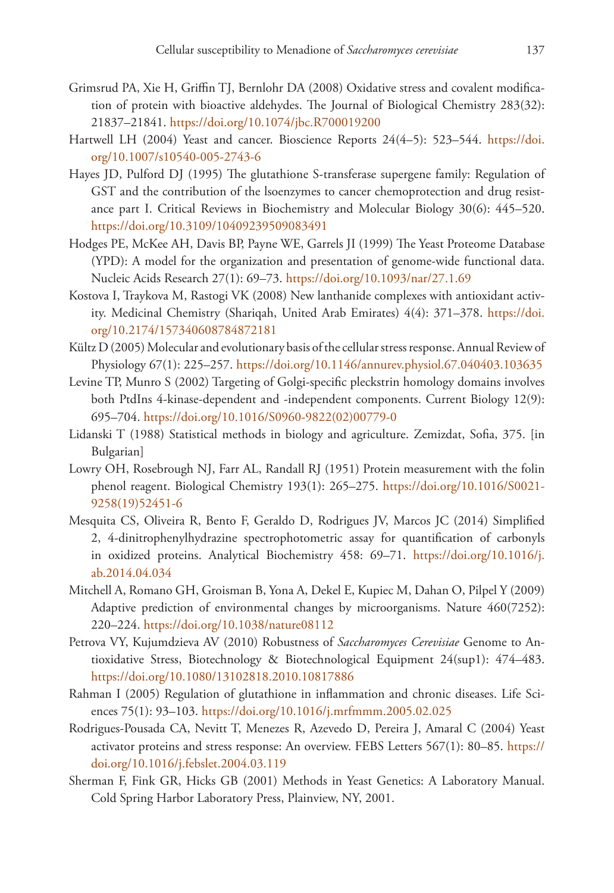Grimsrud PA, Xie H, Griffin TJ, Bernlohr DA (2008) Oxidative stress and covalent modification of protein with bioactive aldehydes. The Journal of Biological Chemistry 283(32): 21837–21841. https://doi.org/10.1074/jbc.R700019200

Hartwell LH (2004) Yeast and cancer. Bioscience Reports 24(4–5): 523–544. https://doi.org/10.1007/s10540-005-2743-6

Hayes JD, Pulford DJ (1995) The glutathione S-transferase supergene family: Regulation of GST and the contribution of the lsoenzymes to cancer chemoprotection and drug resistance part I. Critical Reviews in Biochemistry and Molecular Biology 30(6): 445–520. https://doi.org/10.3109/10409239509083491

Hodges PE, McKee AH, Davis BP, Payne WE, Garrels JI (1999) The Yeast Proteome Database (YPD): A model for the organization and presentation of genome-wide functional data. Nucleic Acids Research 27(1): 69–73. https://doi.org/10.1093/nar/27.1.69

Kostova I, Traykova M, Rastogi VK (2008) New lanthanide complexes with antioxidant activity. Medicinal Chemistry (Shariqah, United Arab Emirates) 4(4): 371–378. https://doi.org/10.2174/157340608784872181

Kültz D (2005) Molecular and evolutionary basis of the cellular stress response. Annual Review of Physiology 67(1): 225–257. https://doi.org/10.1146/annurev.physiol.67.040403.103635

Levine TP, Munro S (2002) Targeting of Golgi-specific pleckstrin homology domains involves both PtdIns 4-kinase-dependent and -independent components. Current Biology 12(9): 695–704. https://doi.org/10.1016/S0960-9822(02)00779-0

Lidanski T (1988) Statistical methods in biology and agriculture. Zemizdat, Sofia, 375. [in Bulgarian]

Lowry OH, Rosebrough NJ, Farr AL, Randall RJ (1951) Protein measurement with the folin phenol reagent. Biological Chemistry 193(1): 265–275. https://doi.org/10.1016/S0021-9258(19)52451-6

Mesquita CS, Oliveira R, Bento F, Geraldo D, Rodrigues JV, Marcos JC (2014) Simplified 2, 4-dinitrophenylhydrazine spectrophotometric assay for quantification of carbonyls in oxidized proteins. Analytical Biochemistry 458: 69–71. https://doi.org/10.1016/j.ab.2014.04.034

Mitchell A, Romano GH, Groisman B, Yona A, Dekel E, Kupiec M, Dahan O, Pilpel Y (2009) Adaptive prediction of environmental changes by microorganisms. Nature 460(7252): 220–224. https://doi.org/10.1038/nature08112

Petrova VY, Kujumdzieva AV (2010) Robustness of *Saccharomyces Cerevisiae* Genome to Antioxidative Stress, Biotechnology & Biotechnological Equipment 24(sup1): 474–483. https://doi.org/10.1080/13102818.2010.10817886

Rahman I (2005) Regulation of glutathione in inflammation and chronic diseases. Life Sciences 75(1): 93–103. https://doi.org/10.1016/j.mrfmmm.2005.02.025

Rodrigues-Pousada CA, Nevitt T, Menezes R, Azevedo D, Pereira J, Amaral C (2004) Yeast activator proteins and stress response: An overview. FEBS Letters 567(1): 80–85. https://doi.org/10.1016/j.febslet.2004.03.119

Sherman F, Fink GR, Hicks GB (2001) Methods in Yeast Genetics: A Laboratory Manual. Cold Spring Harbor Laboratory Press, Plainview, NY, 2001.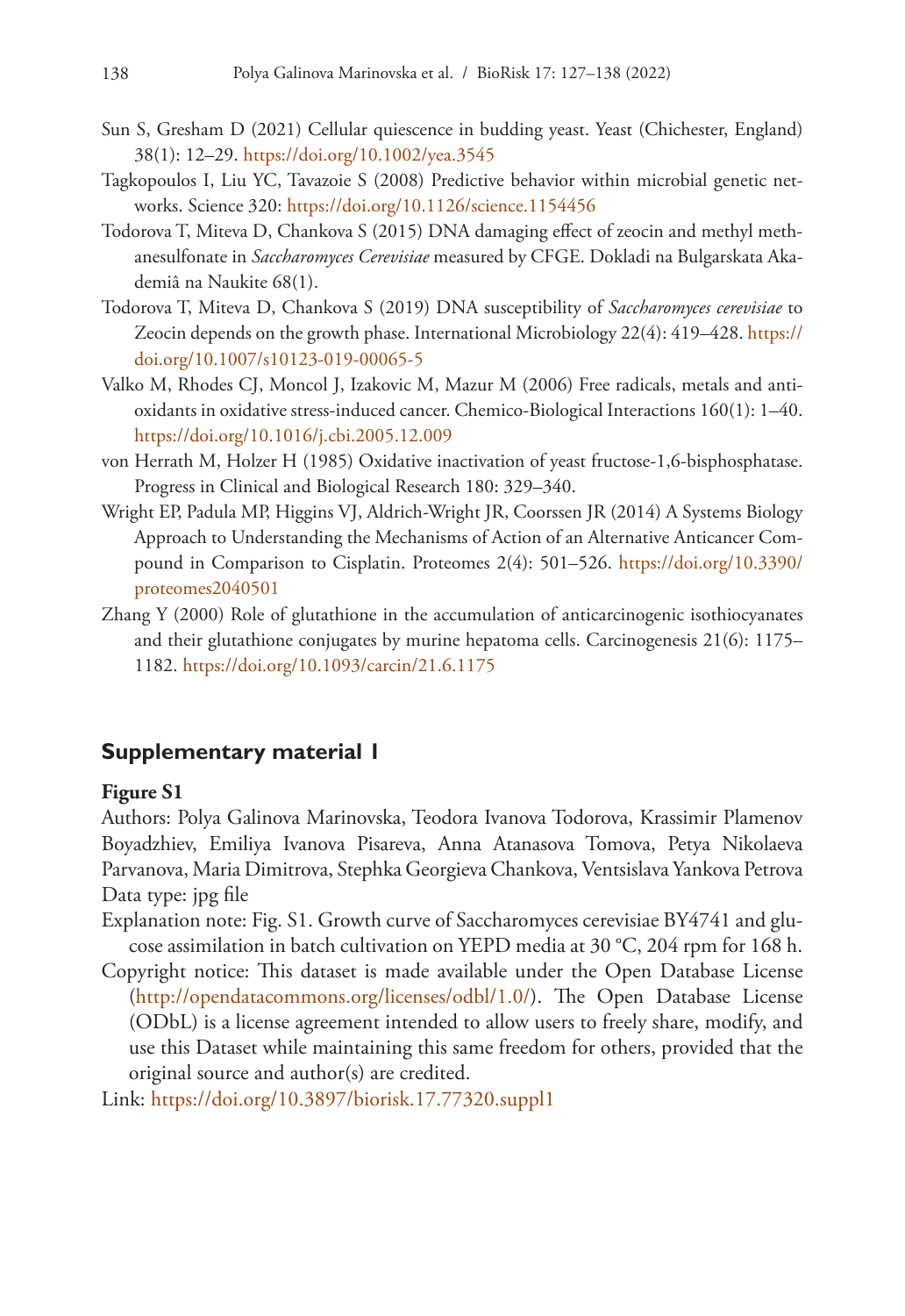Sun S, Gresham D (2021) Cellular quiescence in budding yeast. Yeast (Chichester, England) 38(1): 12–29. https://doi.org/10.1002/yea.3545

Tagkopoulos I, Liu YC, Tavazoie S (2008) Predictive behavior within microbial genetic networks. Science 320: https://doi.org/10.1126/science.1154456

Todorova T, Miteva D, Chankova S (2015) DNA damaging effect of zeocin and methyl methanesulfonate in *Saccharomyces Cerevisiae* measured by CFGE. Dokladi na Bulgarskata Akademiâ na Naukite 68(1).

Todorova T, Miteva D, Chankova S (2019) DNA susceptibility of *Saccharomyces cerevisiae* to Zeocin depends on the growth phase. International Microbiology 22(4): 419–428. https://doi.org/10.1007/s10123-019-00065-5

Valko M, Rhodes CJ, Moncol J, Izakovic M, Mazur M (2006) Free radicals, metals and antioxidants in oxidative stress-induced cancer. Chemico-Biological Interactions 160(1): 1–40. https://doi.org/10.1016/j.cbi.2005.12.009

von Herrath M, Holzer H (1985) Oxidative inactivation of yeast fructose-1,6-bisphosphatase. Progress in Clinical and Biological Research 180: 329–340.

Wright EP, Padula MP, Higgins VJ, Aldrich-Wright JR, Coorssen JR (2014) A Systems Biology Approach to Understanding the Mechanisms of Action of an Alternative Anticancer Compound in Comparison to Cisplatin. Proteomes 2(4): 501–526. https://doi.org/10.3390/proteomes2040501

Zhang Y (2000) Role of glutathione in the accumulation of anticarcinogenic isothiocyanates and their glutathione conjugates by murine hepatoma cells. Carcinogenesis 21(6): 1175–1182. https://doi.org/10.1093/carcin/21.6.1175

## Supplementary material 1

**Figure S1**

Authors: Polya Galinova Marinovska, Teodora Ivanova Todorova, Krassimir Plamenov Boyadzhiev, Emiliya Ivanova Pisareva, Anna Atanasova Tomova, Petya Nikolaeva Parvanova, Maria Dimitrova, Stephka Georgieva Chankova, Ventsislava Yankova Petrova

Data type: jpg file

Explanation note: Fig. S1. Growth curve of Saccharomyces cerevisiae BY4741 and glucose assimilation in batch cultivation on YEPD media at 30 °C, 204 rpm for 168 h.

Copyright notice: This dataset is made available under the Open Database License (http://opendatacommons.org/licenses/odbl/1.0/). The Open Database License (ODbL) is a license agreement intended to allow users to freely share, modify, and use this Dataset while maintaining this same freedom for others, provided that the original source and author(s) are credited.

Link: https://doi.org/10.3897/biorisk.17.77320.suppl1